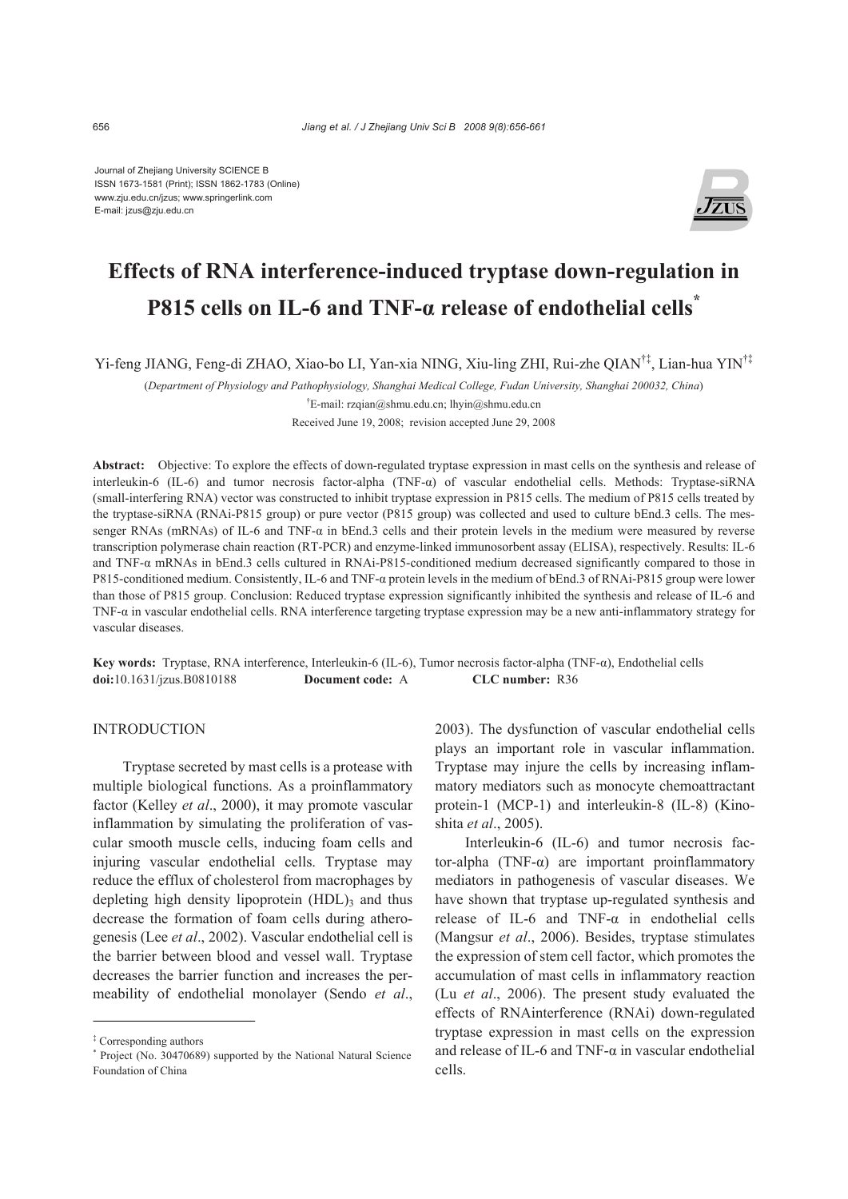Journal of Zhejiang University SCIENCE B
ISSN 1673-1581 (Print); ISSN 1862-1783 (Online)
www.zju.edu.cn/jzus; www.springerlink.com
E-mail: jzus@zju.edu.cn

# Effects of RNA interference-induced tryptase down-regulation in P815 cells on IL-6 and TNF-α release of endothelial cells*

Yi-feng JIANG, Feng-di ZHAO, Xiao-bo LI, Yan-xia NING, Xiu-ling ZHI, Rui-zhe QIAN[†‡], Lian-hua YIN[†‡]

(*Department of Physiology and Pathophysiology, Shanghai Medical College, Fudan University, Shanghai 200032, China*)

[†]E-mail: rzqian@shmu.edu.cn; lhyin@shmu.edu.cn

Received June 19, 2008; revision accepted June 29, 2008

**Abstract:** Objective: To explore the effects of down-regulated tryptase expression in mast cells on the synthesis and release of interleukin-6 (IL-6) and tumor necrosis factor-alpha (TNF-α) of vascular endothelial cells. Methods: Tryptase-siRNA (small-interfering RNA) vector was constructed to inhibit tryptase expression in P815 cells. The medium of P815 cells treated by the tryptase-siRNA (RNAi-P815 group) or pure vector (P815 group) was collected and used to culture bEnd.3 cells. The messenger RNAs (mRNAs) of IL-6 and TNF-α in bEnd.3 cells and their protein levels in the medium were measured by reverse transcription polymerase chain reaction (RT-PCR) and enzyme-linked immunosorbent assay (ELISA), respectively. Results: IL-6 and TNF-α mRNAs in bEnd.3 cells cultured in RNAi-P815-conditioned medium decreased significantly compared to those in P815-conditioned medium. Consistently, IL-6 and TNF-α protein levels in the medium of bEnd.3 of RNAi-P815 group were lower than those of P815 group. Conclusion: Reduced tryptase expression significantly inhibited the synthesis and release of IL-6 and TNF-α in vascular endothelial cells. RNA interference targeting tryptase expression may be a new anti-inflammatory strategy for vascular diseases.

**Key words:** Tryptase, RNA interference, Interleukin-6 (IL-6), Tumor necrosis factor-alpha (TNF-α), Endothelial cells
**doi:**10.1631/jzus.B0810188 **Document code:** A **CLC number:** R36

## INTRODUCTION

Tryptase secreted by mast cells is a protease with multiple biological functions. As a proinflammatory factor (Kelley *et al*., 2000), it may promote vascular inflammation by simulating the proliferation of vascular smooth muscle cells, inducing foam cells and injuring vascular endothelial cells. Tryptase may reduce the efflux of cholesterol from macrophages by depleting high density lipoprotein $(HDL)_3$ and thus decrease the formation of foam cells during atherogenesis (Lee *et al*., 2002). Vascular endothelial cell is the barrier between blood and vessel wall. Tryptase decreases the barrier function and increases the permeability of endothelial monolayer (Sendo *et al*., 2003). The dysfunction of vascular endothelial cells plays an important role in vascular inflammation. Tryptase may injure the cells by increasing inflammatory mediators such as monocyte chemoattractant protein-1 (MCP-1) and interleukin-8 (IL-8) (Kinoshita *et al*., 2005).

Interleukin-6 (IL-6) and tumor necrosis factor-alpha (TNF-α) are important proinflammatory mediators in pathogenesis of vascular diseases. We have shown that tryptase up-regulated synthesis and release of IL-6 and TNF-α in endothelial cells (Mangsur *et al*., 2006). Besides, tryptase stimulates the expression of stem cell factor, which promotes the accumulation of mast cells in inflammatory reaction (Lu *et al*., 2006). The present study evaluated the effects of RNAinterference (RNAi) down-regulated tryptase expression in mast cells on the expression and release of IL-6 and TNF-α in vascular endothelial cells.

---

[‡] Corresponding authors
[*] Project (No. 30470689) supported by the National Natural Science Foundation of China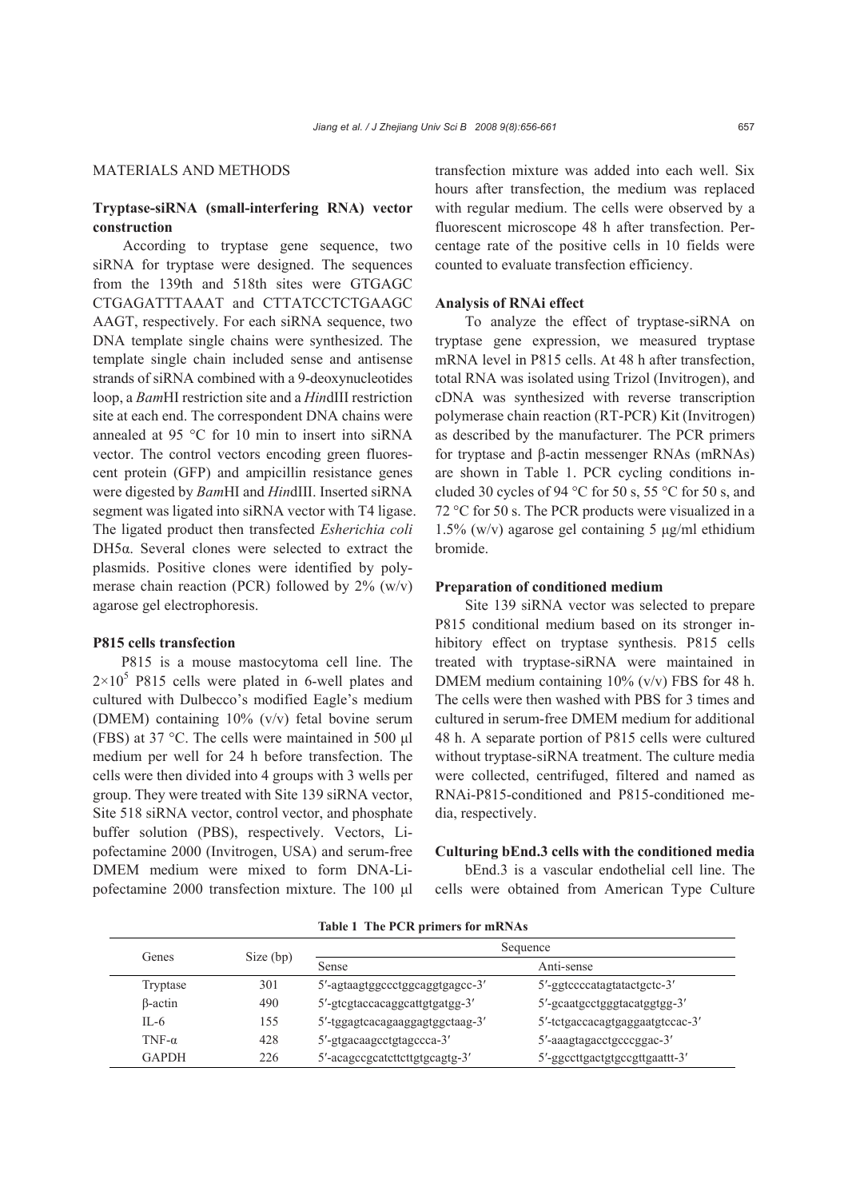## MATERIALS AND METHODS

### Tryptase-siRNA (small-interfering RNA) vector construction

According to tryptase gene sequence, two siRNA for tryptase were designed. The sequences from the 139th and 518th sites were GTGAGC CTGAGATTTAAAT and CTTATCCTCTGAAGC AAGT, respectively. For each siRNA sequence, two DNA template single chains were synthesized. The template single chain included sense and antisense strands of siRNA combined with a 9-deoxynucleotides loop, a *Bam*HI restriction site and a *Hin*dIII restriction site at each end. The correspondent DNA chains were annealed at 95 °C for 10 min to insert into siRNA vector. The control vectors encoding green fluorescent protein (GFP) and ampicillin resistance genes were digested by *Bam*HI and *Hin*dIII. Inserted siRNA segment was ligated into siRNA vector with T4 ligase. The ligated product then transfected *Esherichia coli* DH5α. Several clones were selected to extract the plasmids. Positive clones were identified by polymerase chain reaction (PCR) followed by 2% (w/v) agarose gel electrophoresis.

### P815 cells transfection

P815 is a mouse mastocytoma cell line. The $2\times10^5$ P815 cells were plated in 6-well plates and cultured with Dulbecco's modified Eagle's medium (DMEM) containing 10% (v/v) fetal bovine serum (FBS) at 37 °C. The cells were maintained in 500 µl medium per well for 24 h before transfection. The cells were then divided into 4 groups with 3 wells per group. They were treated with Site 139 siRNA vector, Site 518 siRNA vector, control vector, and phosphate buffer solution (PBS), respectively. Vectors, Lipofectamine 2000 (Invitrogen, USA) and serum-free DMEM medium were mixed to form DNA-Lipofectamine 2000 transfection mixture. The 100 µl transfection mixture was added into each well. Six hours after transfection, the medium was replaced with regular medium. The cells were observed by a fluorescent microscope 48 h after transfection. Percentage rate of the positive cells in 10 fields were counted to evaluate transfection efficiency.

### Analysis of RNAi effect

To analyze the effect of tryptase-siRNA on tryptase gene expression, we measured tryptase mRNA level in P815 cells. At 48 h after transfection, total RNA was isolated using Trizol (Invitrogen), and cDNA was synthesized with reverse transcription polymerase chain reaction (RT-PCR) Kit (Invitrogen) as described by the manufacturer. The PCR primers for tryptase and β-actin messenger RNAs (mRNAs) are shown in Table 1. PCR cycling conditions included 30 cycles of 94 °C for 50 s, 55 °C for 50 s, and 72 °C for 50 s. The PCR products were visualized in a 1.5% (w/v) agarose gel containing 5 µg/ml ethidium bromide.

### Preparation of conditioned medium

Site 139 siRNA vector was selected to prepare P815 conditional medium based on its stronger inhibitory effect on tryptase synthesis. P815 cells treated with tryptase-siRNA were maintained in DMEM medium containing 10% (v/v) FBS for 48 h. The cells were then washed with PBS for 3 times and cultured in serum-free DMEM medium for additional 48 h. A separate portion of P815 cells were cultured without tryptase-siRNA treatment. The culture media were collected, centrifuged, filtered and named as RNAi-P815-conditioned and P815-conditioned media, respectively.

### Culturing bEnd.3 cells with the conditioned media

bEnd.3 is a vascular endothelial cell line. The cells were obtained from American Type Culture

**Table 1 The PCR primers for mRNAs**

| Genes | Size (bp) | Sequence | |
|---|---|---|---|
| | | Sense | Anti-sense |
| Tryptase | 301 | 5′-agtaagtggccctggcaggtgagcc-3′ | 5′-ggtccccatagtatactgctc-3′ |
| β-actin | 490 | 5′-gtcgtaccacaggcattgtgatgg-3′ | 5′-gcaatgcctgggtacatggtgg-3′ |
| IL-6 | 155 | 5′-tggagtcacagaaggagtggctaag-3′ | 5′-tctgaccacagtgaggaatgtccac-3′ |
| TNF-α | 428 | 5′-gtgacaagcctgtagccca-3′ | 5′-aaagtagacctgcccggac-3′ |
| GAPDH | 226 | 5′-acagccgcatcttcttgtgcagtg-3′ | 5′-ggccttgactgtgccgttgaattt-3′ |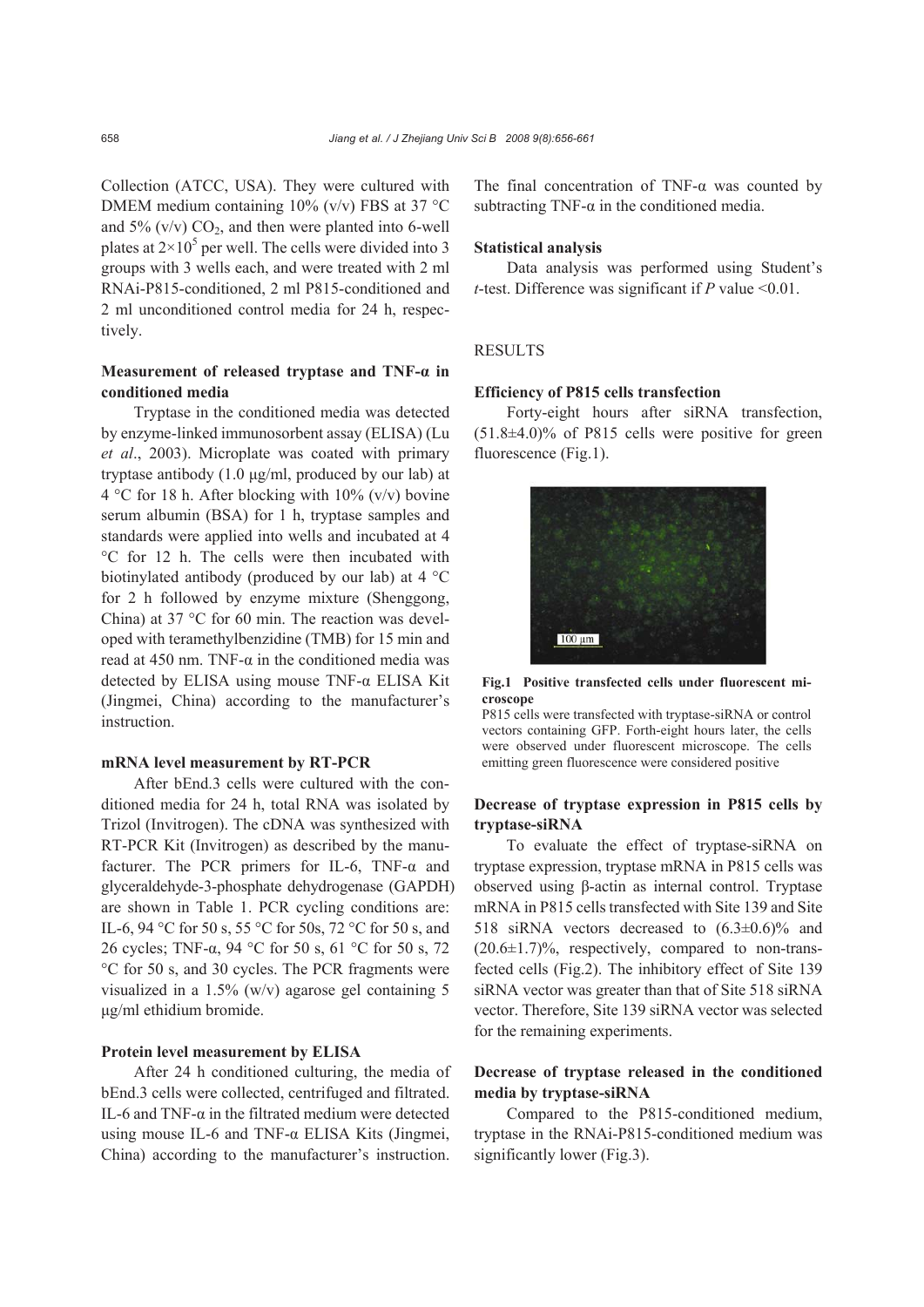Collection (ATCC, USA). They were cultured with DMEM medium containing 10% (v/v) FBS at 37 °C and 5% (v/v) $CO_2$, and then were planted into 6-well plates at $2\times10^5$ per well. The cells were divided into 3 groups with 3 wells each, and were treated with 2 ml RNAi-P815-conditioned, 2 ml P815-conditioned and 2 ml unconditioned control media for 24 h, respectively.

### Measurement of released tryptase and TNF-α in conditioned media

Tryptase in the conditioned media was detected by enzyme-linked immunosorbent assay (ELISA) (Lu *et al*., 2003). Microplate was coated with primary tryptase antibody (1.0 μg/ml, produced by our lab) at 4 °C for 18 h. After blocking with 10% (v/v) bovine serum albumin (BSA) for 1 h, tryptase samples and standards were applied into wells and incubated at 4 °C for 12 h. The cells were then incubated with biotinylated antibody (produced by our lab) at 4 °C for 2 h followed by enzyme mixture (Shenggong, China) at 37 °C for 60 min. The reaction was developed with teramethylbenzidine (TMB) for 15 min and read at 450 nm. TNF-α in the conditioned media was detected by ELISA using mouse TNF-α ELISA Kit (Jingmei, China) according to the manufacturer's instruction.

### mRNA level measurement by RT-PCR

After bEnd.3 cells were cultured with the conditioned media for 24 h, total RNA was isolated by Trizol (Invitrogen). The cDNA was synthesized with RT-PCR Kit (Invitrogen) as described by the manufacturer. The PCR primers for IL-6, TNF-α and glyceraldehyde-3-phosphate dehydrogenase (GAPDH) are shown in Table 1. PCR cycling conditions are: IL-6, 94 °C for 50 s, 55 °C for 50s, 72 °C for 50 s, and 26 cycles; TNF-α, 94 °C for 50 s, 61 °C for 50 s, 72 °C for 50 s, and 30 cycles. The PCR fragments were visualized in a 1.5% (w/v) agarose gel containing 5 μg/ml ethidium bromide.

### Protein level measurement by ELISA

After 24 h conditioned culturing, the media of bEnd.3 cells were collected, centrifuged and filtrated. IL-6 and TNF-α in the filtrated medium were detected using mouse IL-6 and TNF-α ELISA Kits (Jingmei, China) according to the manufacturer's instruction. The final concentration of TNF-α was counted by subtracting TNF-α in the conditioned media.

### Statistical analysis

Data analysis was performed using Student's *t*-test. Difference was significant if *P* value <0.01.

## RESULTS

### Efficiency of P815 cells transfection

Forty-eight hours after siRNA transfection, (51.8±4.0)% of P815 cells were positive for green fluorescence (Fig.1).

**Fig.1 Positive transfected cells under fluorescent microscope**

P815 cells were transfected with tryptase-siRNA or control vectors containing GFP. Forth-eight hours later, the cells were observed under fluorescent microscope. The cells emitting green fluorescence were considered positive

### Decrease of tryptase expression in P815 cells by tryptase-siRNA

To evaluate the effect of tryptase-siRNA on tryptase expression, tryptase mRNA in P815 cells was observed using β-actin as internal control. Tryptase mRNA in P815 cells transfected with Site 139 and Site 518 siRNA vectors decreased to (6.3±0.6)% and (20.6±1.7)%, respectively, compared to non-transfected cells (Fig.2). The inhibitory effect of Site 139 siRNA vector was greater than that of Site 518 siRNA vector. Therefore, Site 139 siRNA vector was selected for the remaining experiments.

### Decrease of tryptase released in the conditioned media by tryptase-siRNA

Compared to the P815-conditioned medium, tryptase in the RNAi-P815-conditioned medium was significantly lower (Fig.3).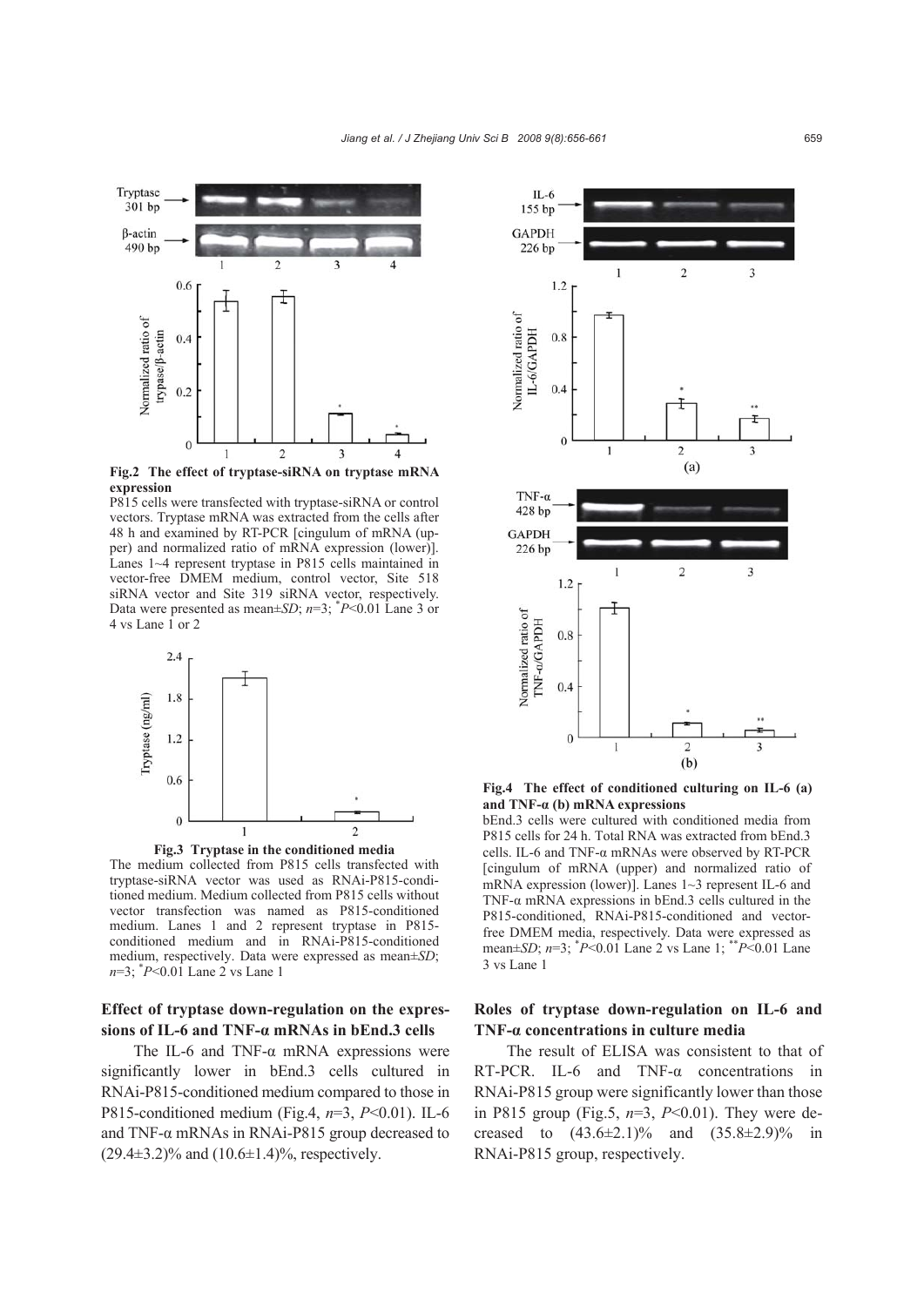**Fig.2 The effect of tryptase-siRNA on tryptase mRNA expression**

P815 cells were transfected with tryptase-siRNA or control vectors. Tryptase mRNA was extracted from the cells after 48 h and examined by RT-PCR [cingulum of mRNA (upper) and normalized ratio of mRNA expression (lower)]. Lanes 1~4 represent tryptase in P815 cells maintained in vector-free DMEM medium, control vector, Site 518 siRNA vector and Site 319 siRNA vector, respectively. Data were presented as mean±*SD*; $n$=3; $^*P$<0.01 Lane 3 or 4 vs Lane 1 or 2

**Fig.3 Tryptase in the conditioned media**

The medium collected from P815 cells transfected with tryptase-siRNA vector was used as RNAi-P815-conditioned medium. Medium collected from P815 cells without vector transfection was named as P815-conditioned medium. Lanes 1 and 2 represent tryptase in P815-conditioned medium and in RNAi-P815-conditioned medium, respectively. Data were expressed as mean±*SD*; $n$=3; $^*P$<0.01 Lane 2 vs Lane 1

### Effect of tryptase down-regulation on the expressions of IL-6 and TNF-α mRNAs in bEnd.3 cells

The IL-6 and TNF-α mRNA expressions were significantly lower in bEnd.3 cells cultured in RNAi-P815-conditioned medium compared to those in P815-conditioned medium (Fig.4, $n$=3, $P$<0.01). IL-6 and TNF-α mRNAs in RNAi-P815 group decreased to (29.4±3.2)% and (10.6±1.4)%, respectively.

**Fig.4 The effect of conditioned culturing on IL-6 (a) and TNF-α (b) mRNA expressions**

bEnd.3 cells were cultured with conditioned media from P815 cells for 24 h. Total RNA was extracted from bEnd.3 cells. IL-6 and TNF-α mRNAs were observed by RT-PCR [cingulum of mRNA (upper) and normalized ratio of mRNA expression (lower)]. Lanes 1~3 represent IL-6 and TNF-α mRNA expressions in bEnd.3 cells cultured in the P815-conditioned, RNAi-P815-conditioned and vector-free DMEM media, respectively. Data were expressed as mean±*SD*; $n$=3; $^*P$<0.01 Lane 2 vs Lane 1; $^{**}P$<0.01 Lane 3 vs Lane 1

### Roles of tryptase down-regulation on IL-6 and TNF-α concentrations in culture media

The result of ELISA was consistent to that of RT-PCR. IL-6 and TNF-α concentrations in RNAi-P815 group were significantly lower than those in P815 group (Fig.5, $n$=3, $P$<0.01). They were decreased to (43.6±2.1)% and (35.8±2.9)% in RNAi-P815 group, respectively.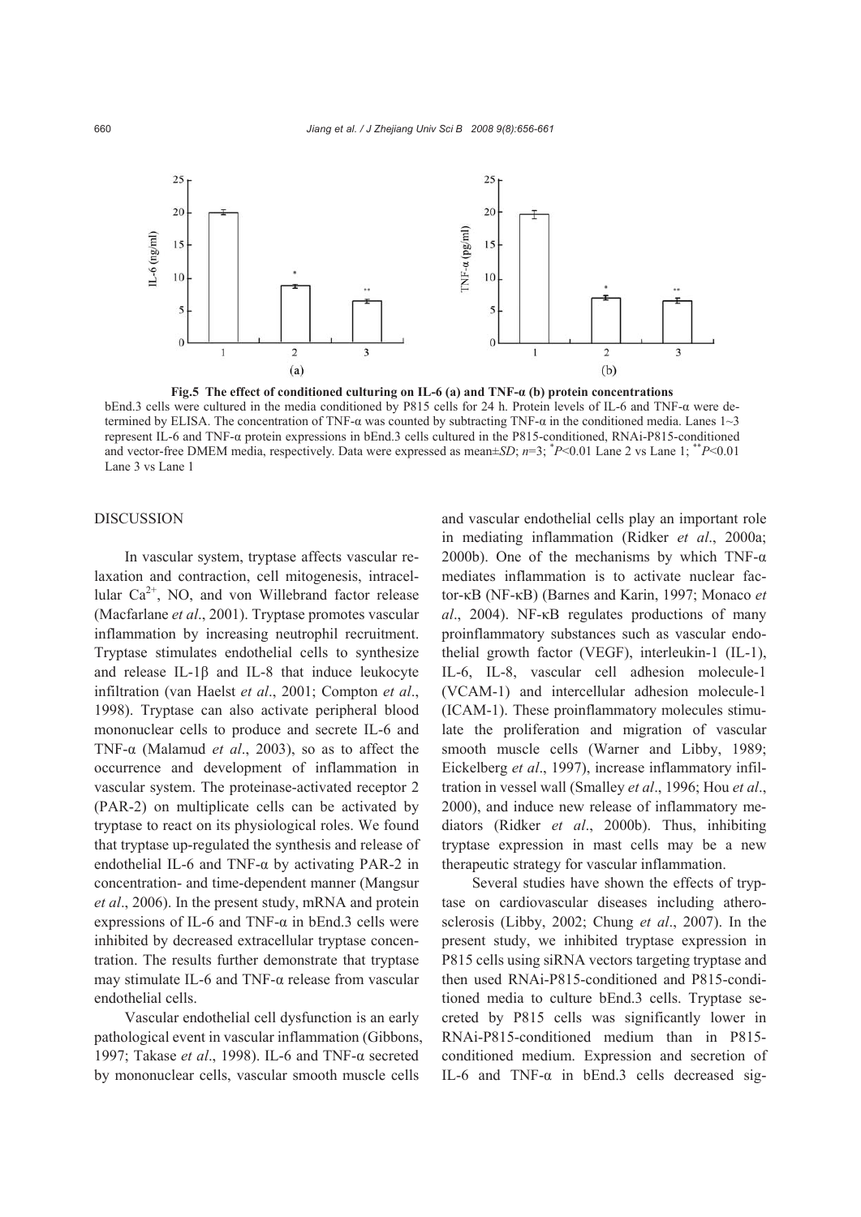**Fig.5 The effect of conditioned culturing on IL-6 (a) and TNF-α (b) protein concentrations**

bEnd.3 cells were cultured in the media conditioned by P815 cells for 24 h. Protein levels of IL-6 and TNF-α were determined by ELISA. The concentration of TNF-α was counted by subtracting TNF-α in the conditioned media. Lanes 1~3 represent IL-6 and TNF-α protein expressions in bEnd.3 cells cultured in the P815-conditioned, RNAi-P815-conditioned and vector-free DMEM media, respectively. Data were expressed as mean±*SD*; *n*=3; *$P$<0.01 Lane 2 vs Lane 1; **$P$<0.01 Lane 3 vs Lane 1

## DISCUSSION

In vascular system, tryptase affects vascular relaxation and contraction, cell mitogenesis, intracellular $Ca^{2+}$, NO, and von Willebrand factor release (Macfarlane *et al*., 2001). Tryptase promotes vascular inflammation by increasing neutrophil recruitment. Tryptase stimulates endothelial cells to synthesize and release IL-1β and IL-8 that induce leukocyte infiltration (van Haelst *et al*., 2001; Compton *et al*., 1998). Tryptase can also activate peripheral blood mononuclear cells to produce and secrete IL-6 and TNF-α (Malamud *et al*., 2003), so as to affect the occurrence and development of inflammation in vascular system. The proteinase-activated receptor 2 (PAR-2) on multiplicate cells can be activated by tryptase to react on its physiological roles. We found that tryptase up-regulated the synthesis and release of endothelial IL-6 and TNF-α by activating PAR-2 in concentration- and time-dependent manner (Mangsur *et al*., 2006). In the present study, mRNA and protein expressions of IL-6 and TNF-α in bEnd.3 cells were inhibited by decreased extracellular tryptase concentration. The results further demonstrate that tryptase may stimulate IL-6 and TNF-α release from vascular endothelial cells.

Vascular endothelial cell dysfunction is an early pathological event in vascular inflammation (Gibbons, 1997; Takase *et al*., 1998). IL-6 and TNF-α secreted by mononuclear cells, vascular smooth muscle cells and vascular endothelial cells play an important role in mediating inflammation (Ridker *et al*., 2000a; 2000b). One of the mechanisms by which TNF-α mediates inflammation is to activate nuclear factor-κB (NF-κB) (Barnes and Karin, 1997; Monaco *et al*., 2004). NF-κB regulates productions of many proinflammatory substances such as vascular endothelial growth factor (VEGF), interleukin-1 (IL-1), IL-6, IL-8, vascular cell adhesion molecule-1 (VCAM-1) and intercellular adhesion molecule-1 (ICAM-1). These proinflammatory molecules stimulate the proliferation and migration of vascular smooth muscle cells (Warner and Libby, 1989; Eickelberg *et al*., 1997), increase inflammatory infiltration in vessel wall (Smalley *et al*., 1996; Hou *et al*., 2000), and induce new release of inflammatory mediators (Ridker *et al*., 2000b). Thus, inhibiting tryptase expression in mast cells may be a new therapeutic strategy for vascular inflammation.

Several studies have shown the effects of tryptase on cardiovascular diseases including atherosclerosis (Libby, 2002; Chung *et al*., 2007). In the present study, we inhibited tryptase expression in P815 cells using siRNA vectors targeting tryptase and then used RNAi-P815-conditioned and P815-conditioned media to culture bEnd.3 cells. Tryptase secreted by P815 cells was significantly lower in RNAi-P815-conditioned medium than in P815-conditioned medium. Expression and secretion of IL-6 and TNF-α in bEnd.3 cells decreased sig-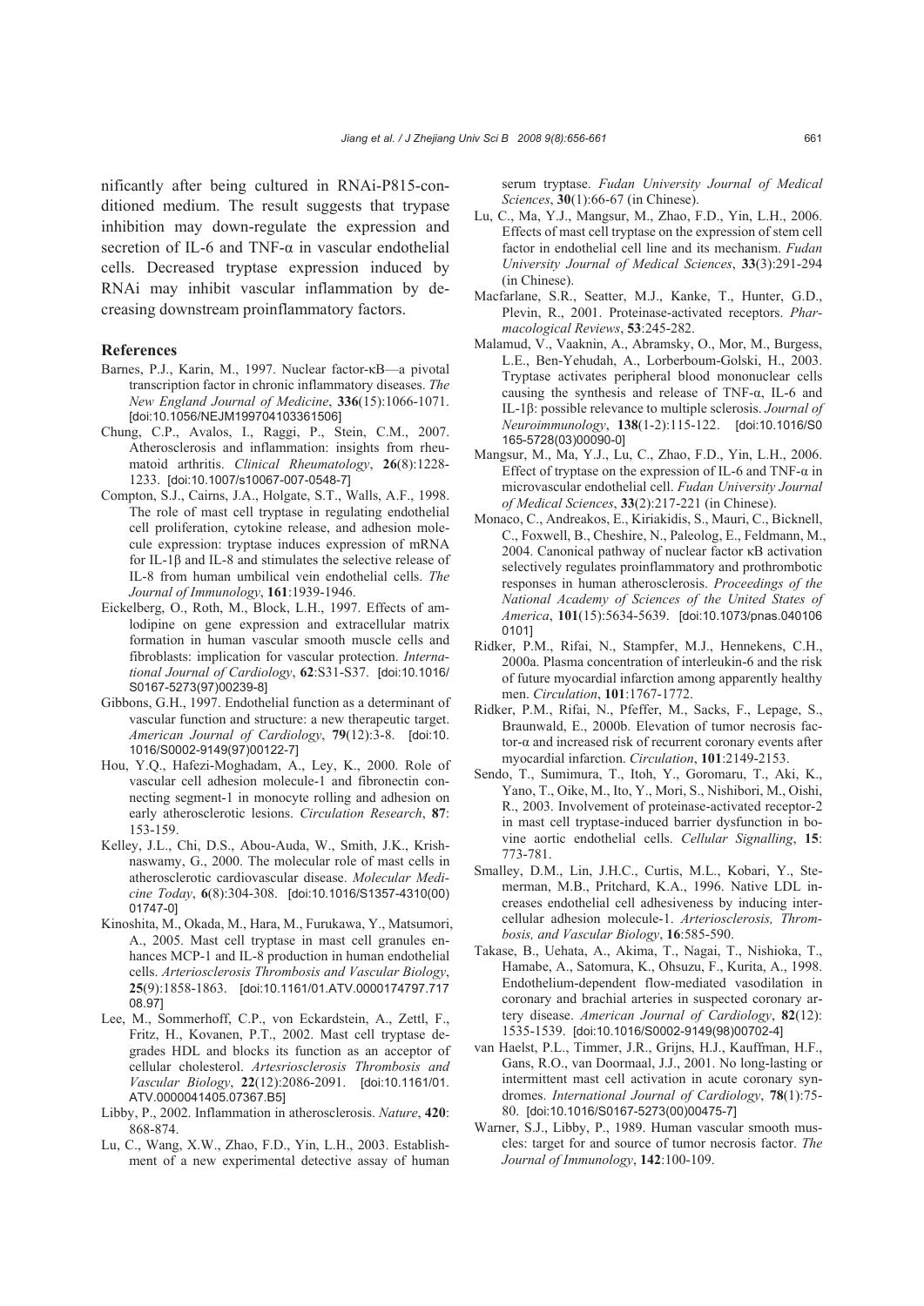nificantly after being cultured in RNAi-P815-conditioned medium. The result suggests that trypase inhibition may down-regulate the expression and secretion of IL-6 and TNF-α in vascular endothelial cells. Decreased tryptase expression induced by RNAi may inhibit vascular inflammation by decreasing downstream proinflammatory factors.

## References

Barnes, P.J., Karin, M., 1997. Nuclear factor-κB—a pivotal transcription factor in chronic inflammatory diseases. *The New England Journal of Medicine*, **336**(15):1066-1071. [doi:10.1056/NEJM199704103361506]

Chung, C.P., Avalos, I., Raggi, P., Stein, C.M., 2007. Atherosclerosis and inflammation: insights from rheumatoid arthritis. *Clinical Rheumatology*, **26**(8):1228-1233. [doi:10.1007/s10067-007-0548-7]

Compton, S.J., Cairns, J.A., Holgate, S.T., Walls, A.F., 1998. The role of mast cell tryptase in regulating endothelial cell proliferation, cytokine release, and adhesion molecule expression: tryptase induces expression of mRNA for IL-1β and IL-8 and stimulates the selective release of IL-8 from human umbilical vein endothelial cells. *The Journal of Immunology*, **161**:1939-1946.

Eickelberg, O., Roth, M., Block, L.H., 1997. Effects of amlodipine on gene expression and extracellular matrix formation in human vascular smooth muscle cells and fibroblasts: implication for vascular protection. *International Journal of Cardiology*, **62**:S31-S37. [doi:10.1016/S0167-5273(97)00239-8]

Gibbons, G.H., 1997. Endothelial function as a determinant of vascular function and structure: a new therapeutic target. *American Journal of Cardiology*, **79**(12):3-8. [doi:10.1016/S0002-9149(97)00122-7]

Hou, Y.Q., Hafezi-Moghadam, A., Ley, K., 2000. Role of vascular cell adhesion molecule-1 and fibronectin connecting segment-1 in monocyte rolling and adhesion on early atherosclerotic lesions. *Circulation Research*, **87**:153-159.

Kelley, J.L., Chi, D.S., Abou-Auda, W., Smith, J.K., Krishnaswamy, G., 2000. The molecular role of mast cells in atherosclerotic cardiovascular disease. *Molecular Medicine Today*, **6**(8):304-308. [doi:10.1016/S1357-4310(00)01747-0]

Kinoshita, M., Okada, M., Hara, M., Furukawa, Y., Matsumori, A., 2005. Mast cell tryptase in mast cell granules enhances MCP-1 and IL-8 production in human endothelial cells. *Arteriosclerosis Thrombosis and Vascular Biology*, **25**(9):1858-1863. [doi:10.1161/01.ATV.0000174797.71708.97]

Lee, M., Sommerhoff, C.P., von Eckardstein, A., Zettl, F., Fritz, H., Kovanen, P.T., 2002. Mast cell tryptase degrades HDL and blocks its function as an acceptor of cellular cholesterol. *Artesriosclerosis Thrombosis and Vascular Biology*, **22**(12):2086-2091. [doi:10.1161/01.ATV.0000041405.07367.B5]

Libby, P., 2002. Inflammation in atherosclerosis. *Nature*, **420**:868-874.

Lu, C., Wang, X.W., Zhao, F.D., Yin, L.H., 2003. Establishment of a new experimental detective assay of human serum tryptase. *Fudan University Journal of Medical Sciences*, **30**(1):66-67 (in Chinese).

Lu, C., Ma, Y.J., Mangsur, M., Zhao, F.D., Yin, L.H., 2006. Effects of mast cell tryptase on the expression of stem cell factor in endothelial cell line and its mechanism. *Fudan University Journal of Medical Sciences*, **33**(3):291-294 (in Chinese).

Macfarlane, S.R., Seatter, M.J., Kanke, T., Hunter, G.D., Plevin, R., 2001. Proteinase-activated receptors. *Pharmacological Reviews*, **53**:245-282.

Malamud, V., Vaaknin, A., Abramsky, O., Mor, M., Burgess, L.E., Ben-Yehudah, A., Lorberboum-Golski, H., 2003. Tryptase activates peripheral blood mononuclear cells causing the synthesis and release of TNF-α, IL-6 and IL-1β: possible relevance to multiple sclerosis. *Journal of Neuroimmunology*, **138**(1-2):115-122. [doi:10.1016/S0165-5728(03)00090-0]

Mangsur, M., Ma, Y.J., Lu, C., Zhao, F.D., Yin, L.H., 2006. Effect of tryptase on the expression of IL-6 and TNF-α in microvascular endothelial cell. *Fudan University Journal of Medical Sciences*, **33**(2):217-221 (in Chinese).

Monaco, C., Andreakos, E., Kiriakidis, S., Mauri, C., Bicknell, C., Foxwell, B., Cheshire, N., Paleolog, E., Feldmann, M., 2004. Canonical pathway of nuclear factor κB activation selectively regulates proinflammatory and prothrombotic responses in human atherosclerosis. *Proceedings of the National Academy of Sciences of the United States of America*, **101**(15):5634-5639. [doi:10.1073/pnas.0401060101]

Ridker, P.M., Rifai, N., Stampfer, M.J., Hennekens, C.H., 2000a. Plasma concentration of interleukin-6 and the risk of future myocardial infarction among apparently healthy men. *Circulation*, **101**:1767-1772.

Ridker, P.M., Rifai, N., Pfeffer, M., Sacks, F., Lepage, S., Braunwald, E., 2000b. Elevation of tumor necrosis factor-α and increased risk of recurrent coronary events after myocardial infarction. *Circulation*, **101**:2149-2153.

Sendo, T., Sumimura, T., Itoh, Y., Goromaru, T., Aki, K., Yano, T., Oike, M., Ito, Y., Mori, S., Nishibori, M., Oishi, R., 2003. Involvement of proteinase-activated receptor-2 in mast cell tryptase-induced barrier dysfunction in bovine aortic endothelial cells. *Cellular Signalling*, **15**:773-781.

Smalley, D.M., Lin, J.H.C., Curtis, M.L., Kobari, Y., Stemerman, M.B., Pritchard, K.A., 1996. Native LDL increases endothelial cell adhesiveness by inducing intercellular adhesion molecule-1. *Arteriosclerosis, Thrombosis, and Vascular Biology*, **16**:585-590.

Takase, B., Uehata, A., Akima, T., Nagai, T., Nishioka, T., Hamabe, A., Satomura, K., Ohsuzu, F., Kurita, A., 1998. Endothelium-dependent flow-mediated vasodilation in coronary and brachial arteries in suspected coronary artery disease. *American Journal of Cardiology*, **82**(12):1535-1539. [doi:10.1016/S0002-9149(98)00702-4]

van Haelst, P.L., Timmer, J.R., Grijns, H.J., Kauffman, H.F., Gans, R.O., van Doormaal, J.J., 2001. No long-lasting or intermittent mast cell activation in acute coronary syndromes. *International Journal of Cardiology*, **78**(1):75-80. [doi:10.1016/S0167-5273(00)00475-7]

Warner, S.J., Libby, P., 1989. Human vascular smooth muscles: target for and source of tumor necrosis factor. *The Journal of Immunology*, **142**:100-109.